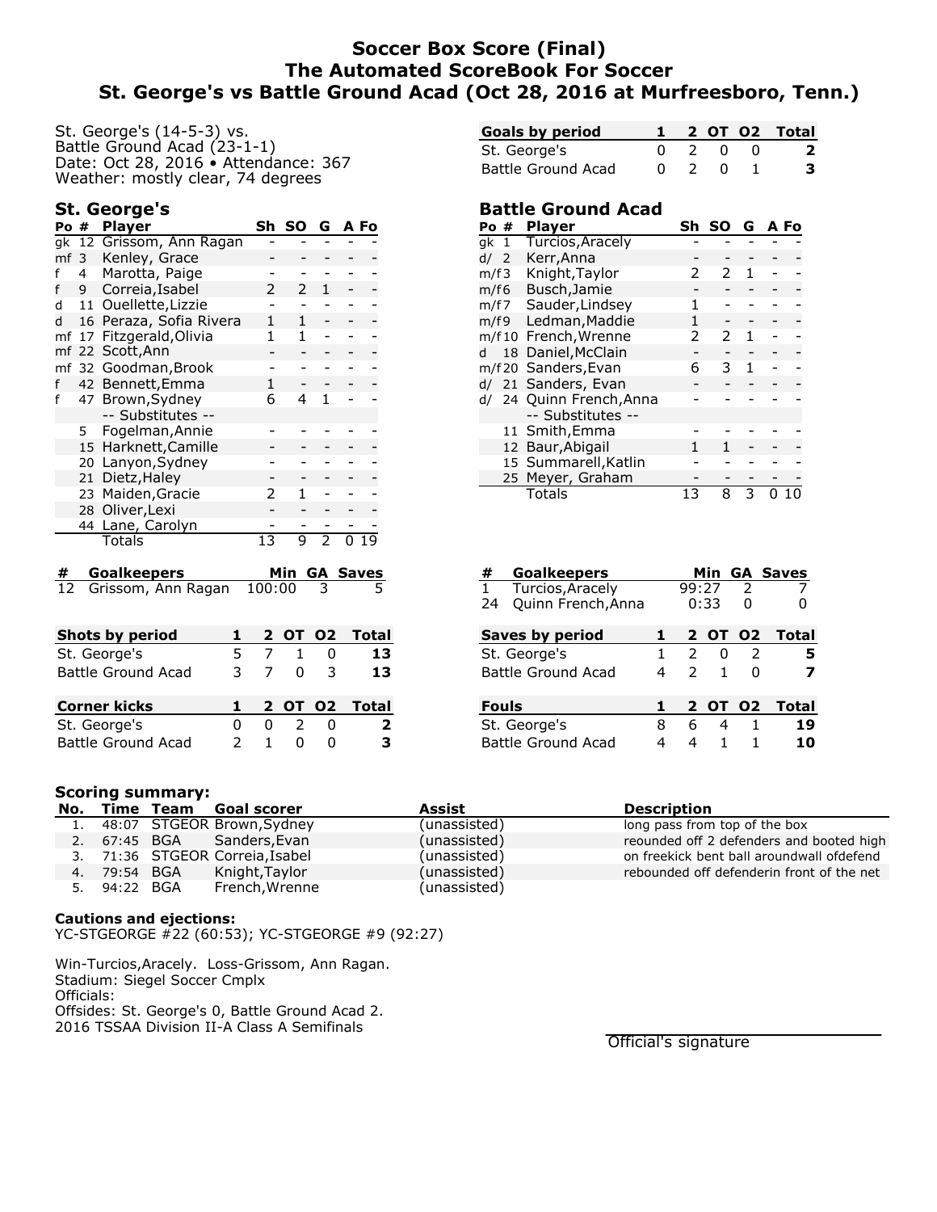# Soccer Box Score (Final)
# The Automated ScoreBook For Soccer
# St. George's vs Battle Ground Acad (Oct 28, 2016 at Murfreesboro, Tenn.)

St. George's (14-5-3) vs.
Battle Ground Acad (23-1-1)
Date: Oct 28, 2016 • Attendance: 367
Weather: mostly clear, 74 degrees

| Goals by period | 1 | 2 | OT | O2 | Total |
|---|---|---|---|---|---|
| St. George's | 0 | 2 | 0 | 0 | **2** |
| Battle Ground Acad | 0 | 2 | 0 | 1 | **3** |

## St. George's

| Po | # | Player | Sh | SO | G | A | Fo |
|---|---|---|---|---|---|---|---|
| gk | 12 | Grissom, Ann Ragan | - | - | - | - | - |
| mf | 3 | Kenley, Grace | - | - | - | - | - |
| f | 4 | Marotta, Paige | - | - | - | - | - |
| f | 9 | Correia,Isabel | 2 | 2 | 1 | - | - |
| d | 11 | Ouellette,Lizzie | - | - | - | - | - |
| d | 16 | Peraza, Sofia Rivera | 1 | 1 | - | - | - |
| mf | 17 | Fitzgerald,Olivia | 1 | 1 | - | - | - |
| mf | 22 | Scott,Ann | - | - | - | - | - |
| mf | 32 | Goodman,Brook | - | - | - | - | - |
| f | 42 | Bennett,Emma | 1 | - | - | - | - |
| f | 47 | Brown,Sydney | 6 | 4 | 1 | - | - |
| | | -- Substitutes -- | | | | | |
| | 5 | Fogelman,Annie | - | - | - | - | - |
| | 15 | Harknett,Camille | - | - | - | - | - |
| | 20 | Lanyon,Sydney | - | - | - | - | - |
| | 21 | Dietz,Haley | - | - | - | - | - |
| | 23 | Maiden,Gracie | 2 | 1 | - | - | - |
| | 28 | Oliver,Lexi | - | - | - | - | - |
| | 44 | Lane, Carolyn | - | - | - | - | - |
| | | Totals | 13 | 9 | 2 | 0 | 19 |

## Battle Ground Acad

| Po | # | Player | Sh | SO | G | A | Fo |
|---|---|---|---|---|---|---|---|
| gk | 1 | Turcios,Aracely | - | - | - | - | - |
| d/ | 2 | Kerr,Anna | - | - | - | - | - |
| m/f | 3 | Knight,Taylor | 2 | 2 | 1 | - | - |
| m/f | 6 | Busch,Jamie | - | - | - | - | - |
| m/f | 7 | Sauder,Lindsey | 1 | - | - | - | - |
| m/f | 9 | Ledman,Maddie | 1 | - | - | - | - |
| m/f | 10 | French,Wrenne | 2 | 2 | 1 | - | - |
| d | 18 | Daniel,McClain | - | - | - | - | - |
| m/f | 20 | Sanders,Evan | 6 | 3 | 1 | - | - |
| d/ | 21 | Sanders, Evan | - | - | - | - | - |
| d/ | 24 | Quinn French,Anna | - | - | - | - | - |
| | | -- Substitutes -- | | | | | |
| | 11 | Smith,Emma | - | - | - | - | - |
| | 12 | Baur,Abigail | 1 | 1 | - | - | - |
| | 15 | Summarell,Katlin | - | - | - | - | - |
| | 25 | Meyer, Graham | - | - | - | - | - |
| | | Totals | 13 | 8 | 3 | 0 | 10 |

| # | Goalkeepers | Min | GA | Saves |
|---|---|---|---|---|
| 12 | Grissom, Ann Ragan | 100:00 | 3 | 5 |

| # | Goalkeepers | Min | GA | Saves |
|---|---|---|---|---|
| 1 | Turcios,Aracely | 99:27 | 2 | 7 |
| 24 | Quinn French,Anna | 0:33 | 0 | 0 |

| Shots by period | 1 | 2 | OT | O2 | Total |
|---|---|---|---|---|---|
| St. George's | 5 | 7 | 1 | 0 | **13** |
| Battle Ground Acad | 3 | 7 | 0 | 3 | **13** |

| Saves by period | 1 | 2 | OT | O2 | Total |
|---|---|---|---|---|---|
| St. George's | 1 | 2 | 0 | 2 | **5** |
| Battle Ground Acad | 4 | 2 | 1 | 0 | **7** |

| Corner kicks | 1 | 2 | OT | O2 | Total |
|---|---|---|---|---|---|
| St. George's | 0 | 0 | 2 | 0 | **2** |
| Battle Ground Acad | 2 | 1 | 0 | 0 | **3** |

| Fouls | 1 | 2 | OT | O2 | Total |
|---|---|---|---|---|---|
| St. George's | 8 | 6 | 4 | 1 | **19** |
| Battle Ground Acad | 4 | 4 | 1 | 1 | **10** |

### Scoring summary:

| No. | Time | Team | Goal scorer | Assist | Description |
|---|---|---|---|---|---|
| 1. | 48:07 | STGEOR | Brown,Sydney | (unassisted) | long pass from top of the box |
| 2. | 67:45 | BGA | Sanders,Evan | (unassisted) | reounded off 2 defenders and booted high |
| 3. | 71:36 | STGEOR | Correia,Isabel | (unassisted) | on freekick bent ball aroundwall ofdefend |
| 4. | 79:54 | BGA | Knight,Taylor | (unassisted) | rebounded off defenderin front of the net |
| 5. | 94:22 | BGA | French,Wrenne | (unassisted) | |

**Cautions and ejections:**
YC-STGEORGE #22 (60:53); YC-STGEORGE #9 (92:27)

Win-Turcios,Aracely. Loss-Grissom, Ann Ragan.
Stadium: Siegel Soccer Cmplx
Officials:
Offsides: St. George's 0, Battle Ground Acad 2.
2016 TSSAA Division II-A Class A Semifinals

Official's signature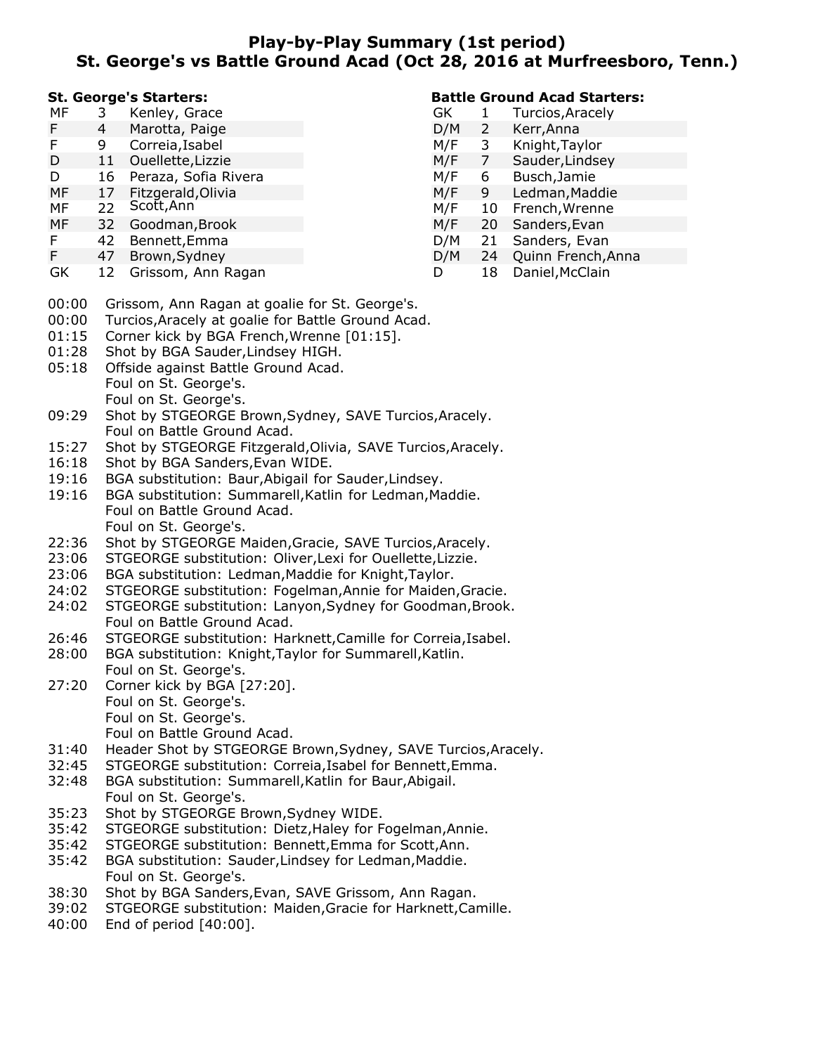# Play-by-Play Summary (1st period)
## St. George's vs Battle Ground Acad (Oct 28, 2016 at Murfreesboro, Tenn.)

**St. George's Starters:**

| | | |
|---|---|---|
| MF | 3 | Kenley, Grace |
| F | 4 | Marotta, Paige |
| F | 9 | Correia,Isabel |
| D | 11 | Ouellette,Lizzie |
| D | 16 | Peraza, Sofia Rivera |
| MF | 17 | Fitzgerald,Olivia |
| MF | 22 | Scott,Ann |
| MF | 32 | Goodman,Brook |
| F | 42 | Bennett,Emma |
| F | 47 | Brown,Sydney |
| GK | 12 | Grissom, Ann Ragan |

**Battle Ground Acad Starters:**

| | | |
|---|---|---|
| GK | 1 | Turcios,Aracely |
| D/M | 2 | Kerr,Anna |
| M/F | 3 | Knight,Taylor |
| M/F | 7 | Sauder,Lindsey |
| M/F | 6 | Busch,Jamie |
| M/F | 9 | Ledman,Maddie |
| M/F | 10 | French,Wrenne |
| M/F | 20 | Sanders,Evan |
| D/M | 21 | Sanders, Evan |
| D/M | 24 | Quinn French,Anna |
| D | 18 | Daniel,McClain |

| Time | Play |
|---|---|
| 00:00 | Grissom, Ann Ragan at goalie for St. George's. |
| 00:00 | Turcios,Aracely at goalie for Battle Ground Acad. |
| 01:15 | Corner kick by BGA French,Wrenne [01:15]. |
| 01:28 | Shot by BGA Sauder,Lindsey HIGH. |
| 05:18 | Offside against Battle Ground Acad. |
| | Foul on St. George's. |
| | Foul on St. George's. |
| 09:29 | Shot by STGEORGE Brown,Sydney, SAVE Turcios,Aracely. |
| | Foul on Battle Ground Acad. |
| 15:27 | Shot by STGEORGE Fitzgerald,Olivia, SAVE Turcios,Aracely. |
| 16:18 | Shot by BGA Sanders,Evan WIDE. |
| 19:16 | BGA substitution: Baur,Abigail for Sauder,Lindsey. |
| 19:16 | BGA substitution: Summarell,Katlin for Ledman,Maddie. |
| | Foul on Battle Ground Acad. |
| | Foul on St. George's. |
| 22:36 | Shot by STGEORGE Maiden,Gracie, SAVE Turcios,Aracely. |
| 23:06 | STGEORGE substitution: Oliver,Lexi for Ouellette,Lizzie. |
| 23:06 | BGA substitution: Ledman,Maddie for Knight,Taylor. |
| 24:02 | STGEORGE substitution: Fogelman,Annie for Maiden,Gracie. |
| 24:02 | STGEORGE substitution: Lanyon,Sydney for Goodman,Brook. |
| | Foul on Battle Ground Acad. |
| 26:46 | STGEORGE substitution: Harknett,Camille for Correia,Isabel. |
| 28:00 | BGA substitution: Knight,Taylor for Summarell,Katlin. |
| | Foul on St. George's. |
| 27:20 | Corner kick by BGA [27:20]. |
| | Foul on St. George's. |
| | Foul on St. George's. |
| | Foul on Battle Ground Acad. |
| 31:40 | Header Shot by STGEORGE Brown,Sydney, SAVE Turcios,Aracely. |
| 32:45 | STGEORGE substitution: Correia,Isabel for Bennett,Emma. |
| 32:48 | BGA substitution: Summarell,Katlin for Baur,Abigail. |
| | Foul on St. George's. |
| 35:23 | Shot by STGEORGE Brown,Sydney WIDE. |
| 35:42 | STGEORGE substitution: Dietz,Haley for Fogelman,Annie. |
| 35:42 | STGEORGE substitution: Bennett,Emma for Scott,Ann. |
| 35:42 | BGA substitution: Sauder,Lindsey for Ledman,Maddie. |
| | Foul on St. George's. |
| 38:30 | Shot by BGA Sanders,Evan, SAVE Grissom, Ann Ragan. |
| 39:02 | STGEORGE substitution: Maiden,Gracie for Harknett,Camille. |
| 40:00 | End of period [40:00]. |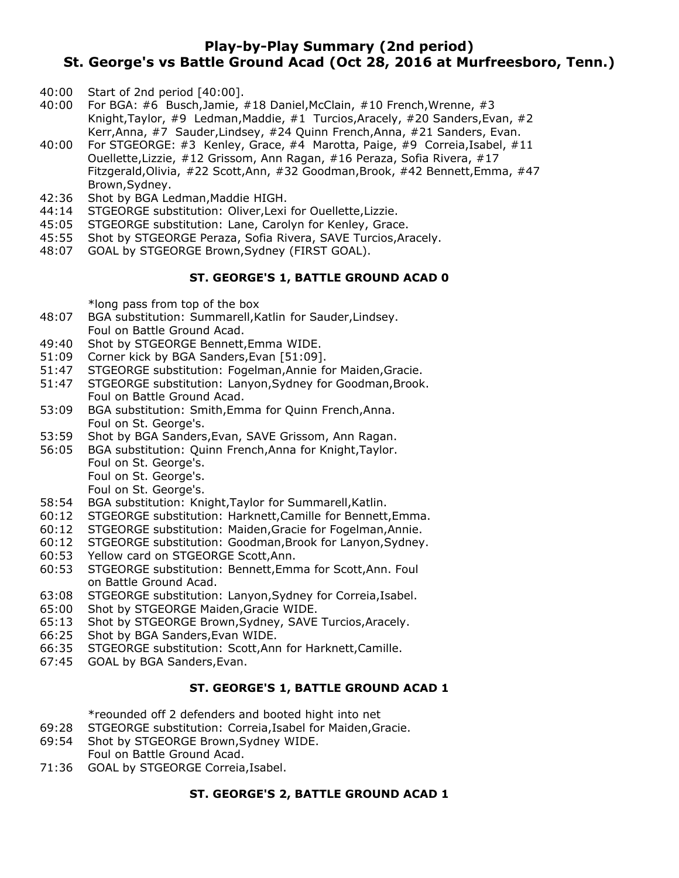## Play-by-Play Summary (2nd period)
## St. George's vs Battle Ground Acad (Oct 28, 2016 at Murfreesboro, Tenn.)

40:00 Start of 2nd period [40:00].
40:00 For BGA: #6 Busch,Jamie, #18 Daniel,McClain, #10 French,Wrenne, #3 Knight,Taylor, #9 Ledman,Maddie, #1 Turcios,Aracely, #20 Sanders,Evan, #2 Kerr,Anna, #7 Sauder,Lindsey, #24 Quinn French,Anna, #21 Sanders, Evan.
40:00 For STGEORGE: #3 Kenley, Grace, #4 Marotta, Paige, #9 Correia,Isabel, #11 Ouellette,Lizzie, #12 Grissom, Ann Ragan, #16 Peraza, Sofia Rivera, #17 Fitzgerald,Olivia, #22 Scott,Ann, #32 Goodman,Brook, #42 Bennett,Emma, #47 Brown,Sydney.
42:36 Shot by BGA Ledman,Maddie HIGH.
44:14 STGEORGE substitution: Oliver,Lexi for Ouellette,Lizzie.
45:05 STGEORGE substitution: Lane, Carolyn for Kenley, Grace.
45:55 Shot by STGEORGE Peraza, Sofia Rivera, SAVE Turcios,Aracely.
48:07 GOAL by STGEORGE Brown,Sydney (FIRST GOAL).

**ST. GEORGE'S 1, BATTLE GROUND ACAD 0**

*long pass from top of the box
48:07 BGA substitution: Summarell,Katlin for Sauder,Lindsey.
Foul on Battle Ground Acad.
49:40 Shot by STGEORGE Bennett,Emma WIDE.
51:09 Corner kick by BGA Sanders,Evan [51:09].
51:47 STGEORGE substitution: Fogelman,Annie for Maiden,Gracie.
51:47 STGEORGE substitution: Lanyon,Sydney for Goodman,Brook.
Foul on Battle Ground Acad.
53:09 BGA substitution: Smith,Emma for Quinn French,Anna.
Foul on St. George's.
53:59 Shot by BGA Sanders,Evan, SAVE Grissom, Ann Ragan.
56:05 BGA substitution: Quinn French,Anna for Knight,Taylor.
Foul on St. George's.
Foul on St. George's.
Foul on St. George's.
58:54 BGA substitution: Knight,Taylor for Summarell,Katlin.
60:12 STGEORGE substitution: Harknett,Camille for Bennett,Emma.
60:12 STGEORGE substitution: Maiden,Gracie for Fogelman,Annie.
60:12 STGEORGE substitution: Goodman,Brook for Lanyon,Sydney.
60:53 Yellow card on STGEORGE Scott,Ann.
60:53 STGEORGE substitution: Bennett,Emma for Scott,Ann. Foul on Battle Ground Acad.
63:08 STGEORGE substitution: Lanyon,Sydney for Correia,Isabel.
65:00 Shot by STGEORGE Maiden,Gracie WIDE.
65:13 Shot by STGEORGE Brown,Sydney, SAVE Turcios,Aracely.
66:25 Shot by BGA Sanders,Evan WIDE.
66:35 STGEORGE substitution: Scott,Ann for Harknett,Camille.
67:45 GOAL by BGA Sanders,Evan.

**ST. GEORGE'S 1, BATTLE GROUND ACAD 1**

*reounded off 2 defenders and booted hight into net
69:28 STGEORGE substitution: Correia,Isabel for Maiden,Gracie.
69:54 Shot by STGEORGE Brown,Sydney WIDE.
Foul on Battle Ground Acad.
71:36 GOAL by STGEORGE Correia,Isabel.

**ST. GEORGE'S 2, BATTLE GROUND ACAD 1**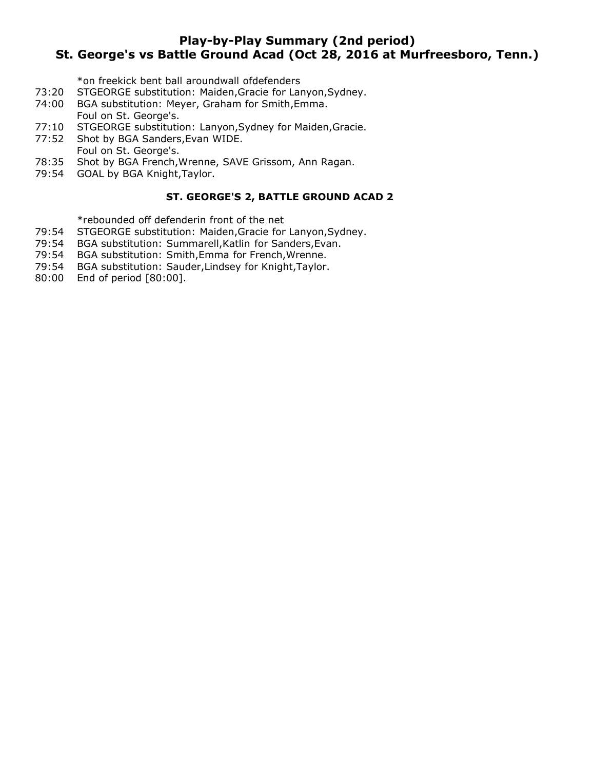# Play-by-Play Summary (2nd period)
## St. George's vs Battle Ground Acad (Oct 28, 2016 at Murfreesboro, Tenn.)

*on freekick bent ball aroundwall ofdefenders

73:20 STGEORGE substitution: Maiden,Gracie for Lanyon,Sydney.
74:00 BGA substitution: Meyer, Graham for Smith,Emma.
Foul on St. George's.
77:10 STGEORGE substitution: Lanyon,Sydney for Maiden,Gracie.
77:52 Shot by BGA Sanders,Evan WIDE.
Foul on St. George's.
78:35 Shot by BGA French,Wrenne, SAVE Grissom, Ann Ragan.
79:54 GOAL by BGA Knight,Taylor.

**ST. GEORGE'S 2, BATTLE GROUND ACAD 2**

*rebounded off defenderin front of the net

79:54 STGEORGE substitution: Maiden,Gracie for Lanyon,Sydney.
79:54 BGA substitution: Summarell,Katlin for Sanders,Evan.
79:54 BGA substitution: Smith,Emma for French,Wrenne.
79:54 BGA substitution: Sauder,Lindsey for Knight,Taylor.
80:00 End of period [80:00].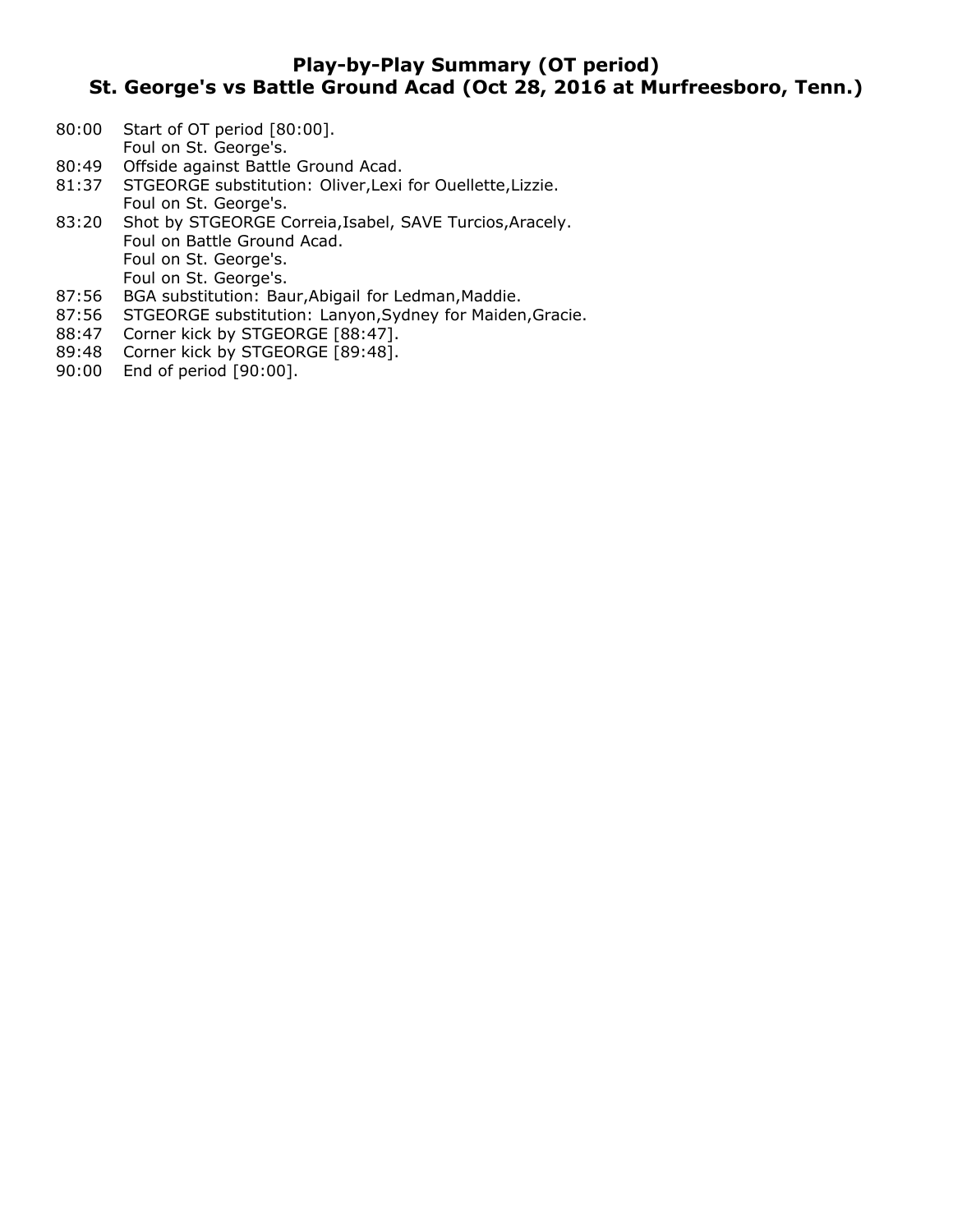# Play-by-Play Summary (OT period)
## St. George's vs Battle Ground Acad (Oct 28, 2016 at Murfreesboro, Tenn.)

80:00 Start of OT period [80:00].
Foul on St. George's.
80:49 Offside against Battle Ground Acad.
81:37 STGEORGE substitution: Oliver,Lexi for Ouellette,Lizzie.
Foul on St. George's.
83:20 Shot by STGEORGE Correia,Isabel, SAVE Turcios,Aracely.
Foul on Battle Ground Acad.
Foul on St. George's.
Foul on St. George's.
87:56 BGA substitution: Baur,Abigail for Ledman,Maddie.
87:56 STGEORGE substitution: Lanyon,Sydney for Maiden,Gracie.
88:47 Corner kick by STGEORGE [88:47].
89:48 Corner kick by STGEORGE [89:48].
90:00 End of period [90:00].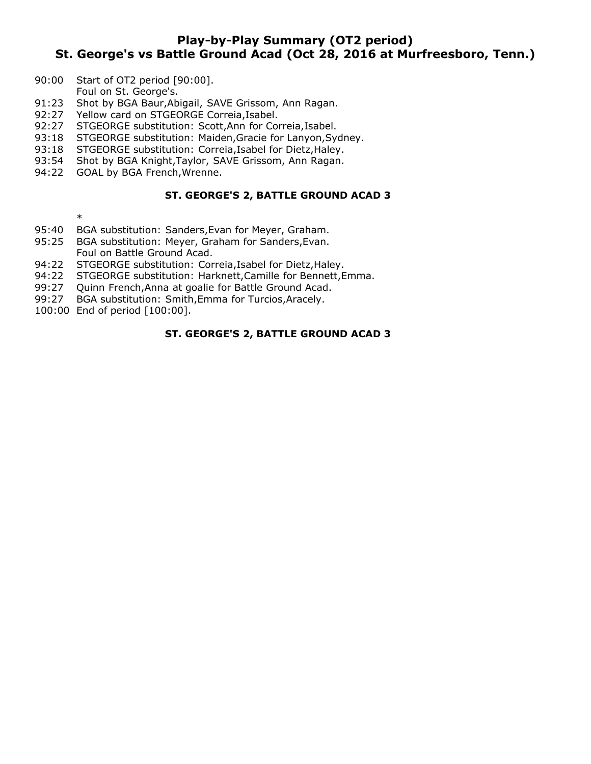## Play-by-Play Summary (OT2 period)
## St. George's vs Battle Ground Acad (Oct 28, 2016 at Murfreesboro, Tenn.)

90:00 Start of OT2 period [90:00].
Foul on St. George's.
91:23 Shot by BGA Baur,Abigail, SAVE Grissom, Ann Ragan.
92:27 Yellow card on STGEORGE Correia,Isabel.
92:27 STGEORGE substitution: Scott,Ann for Correia,Isabel.
93:18 STGEORGE substitution: Maiden,Gracie for Lanyon,Sydney.
93:18 STGEORGE substitution: Correia,Isabel for Dietz,Haley.
93:54 Shot by BGA Knight,Taylor, SAVE Grissom, Ann Ragan.
94:22 GOAL by BGA French,Wrenne.

**ST. GEORGE'S 2, BATTLE GROUND ACAD 3**

*

95:40 BGA substitution: Sanders,Evan for Meyer, Graham.
95:25 BGA substitution: Meyer, Graham for Sanders,Evan.
Foul on Battle Ground Acad.
94:22 STGEORGE substitution: Correia,Isabel for Dietz,Haley.
94:22 STGEORGE substitution: Harknett,Camille for Bennett,Emma.
99:27 Quinn French,Anna at goalie for Battle Ground Acad.
99:27 BGA substitution: Smith,Emma for Turcios,Aracely.
100:00 End of period [100:00].

**ST. GEORGE'S 2, BATTLE GROUND ACAD 3**